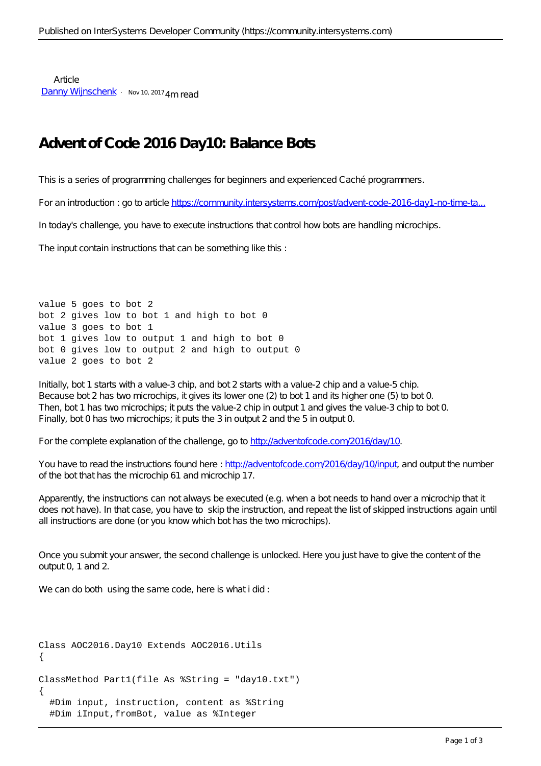Article
[Danny Wijnschenk](#) · Nov 10, 2017 4m read

# Advent of Code 2016 Day10: Balance Bots

This is a series of programming challenges for beginners and experienced Caché programmers.

For an introduction : go to article [https://community.intersystems.com/post/advent-code-2016-day1-no-time-ta...](https://community.intersystems.com/post/advent-code-2016-day1-no-time-ta...)

In today's challenge, you have to execute instructions that control how bots are handling microchips.

The input contain instructions that can be something like this :

```
value 5 goes to bot 2
bot 2 gives low to bot 1 and high to bot 0
value 3 goes to bot 1
bot 1 gives low to output 1 and high to bot 0
bot 0 gives low to output 2 and high to output 0
value 2 goes to bot 2
```

Initially, bot 1 starts with a value-3 chip, and bot 2 starts with a value-2 chip and a value-5 chip.
Because bot 2 has two microchips, it gives its lower one (2) to bot 1 and its higher one (5) to bot 0.
Then, bot 1 has two microchips; it puts the value-2 chip in output 1 and gives the value-3 chip to bot 0.
Finally, bot 0 has two microchips; it puts the 3 in output 2 and the 5 in output 0.

For the complete explanation of the challenge, go to [http://adventofcode.com/2016/day/10](http://adventofcode.com/2016/day/10).

You have to read the instructions found here : [http://adventofcode.com/2016/day/10/input](http://adventofcode.com/2016/day/10/input), and output the number of the bot that has the microchip 61 and microchip 17.

Apparently, the instructions can not always be executed (e.g. when a bot needs to hand over a microchip that it does not have). In that case, you have to skip the instruction, and repeat the list of skipped instructions again until all instructions are done (or you know which bot has the two microchips).

Once you submit your answer, the second challenge is unlocked. Here you just have to give the content of the output 0, 1 and 2.

We can do both using the same code, here is what i did :

```
Class AOC2016.Day10 Extends AOC2016.Utils
{

ClassMethod Part1(file As %String = "day10.txt")
{
  #Dim input, instruction, content as %String
  #Dim iInput,fromBot, value as %Integer
```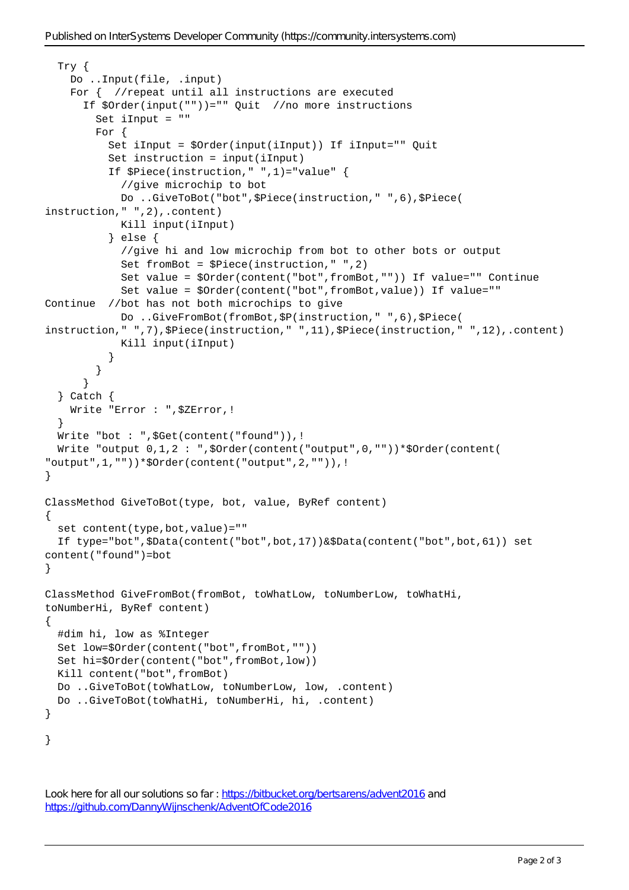```
  Try {
    Do ..Input(file, .input)
    For {  //repeat until all instructions are executed
      If $Order(input(""))="" Quit  //no more instructions
        Set iInput = ""
        For {
          Set iInput = $Order(input(iInput)) If iInput="" Quit
          Set instruction = input(iInput)
          If $Piece(instruction," ",1)="value" {
            //give microchip to bot
            Do ..GiveToBot("bot",$Piece(instruction," ",6),$Piece(
instruction," ",2),.content)
            Kill input(iInput)
          } else {
            //give hi and low microchip from bot to other bots or output
            Set fromBot = $Piece(instruction," ",2)
            Set value = $Order(content("bot",fromBot,"")) If value="" Continue
            Set value = $Order(content("bot",fromBot,value)) If value=""
Continue  //bot has not both microchips to give
            Do ..GiveFromBot(fromBot,$P(instruction," ",6),$Piece(
instruction," ",7),$Piece(instruction," ",11),$Piece(instruction," ",12),.content)
            Kill input(iInput)
          }
        }
      }
  } Catch {
    Write "Error : ",$ZError,!
  }
  Write "bot : ",$Get(content("found")),!
  Write "output 0,1,2 : ",$Order(content("output",0,""))*$Order(content(
"output",1,""))*$Order(content("output",2,"")),!
}

ClassMethod GiveToBot(type, bot, value, ByRef content)
{
  set content(type,bot,value)=""
  If type="bot",$Data(content("bot",bot,17))&$Data(content("bot",bot,61)) set
content("found")=bot
}

ClassMethod GiveFromBot(fromBot, toWhatLow, toNumberLow, toWhatHi,
toNumberHi, ByRef content)
{
  #dim hi, low as %Integer
  Set low=$Order(content("bot",fromBot,""))
  Set hi=$Order(content("bot",fromBot,low))
  Kill content("bot",fromBot)
  Do ..GiveToBot(toWhatLow, toNumberLow, low, .content)
  Do ..GiveToBot(toWhatHi, toNumberHi, hi, .content)
}

}
```

Look here for all our solutions so far : https://bitbucket.org/bertsarens/advent2016 and https://github.com/DannyWijnschenk/AdventOfCode2016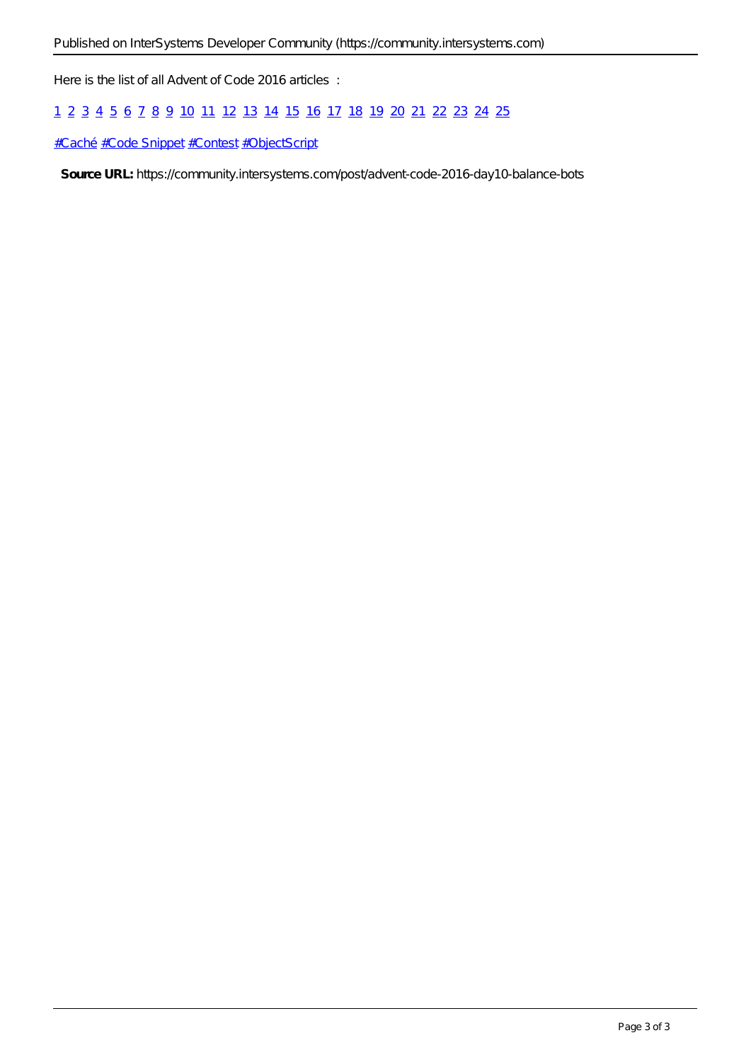Here is the list of all Advent of Code 2016 articles :

1 2 3 4 5 6 7 8 9 10 11 12 13 14 15 16 17 18 19 20 21 22 23 24 25

#Caché #Code Snippet #Contest #ObjectScript

**Source URL:** https://community.intersystems.com/post/advent-code-2016-day10-balance-bots